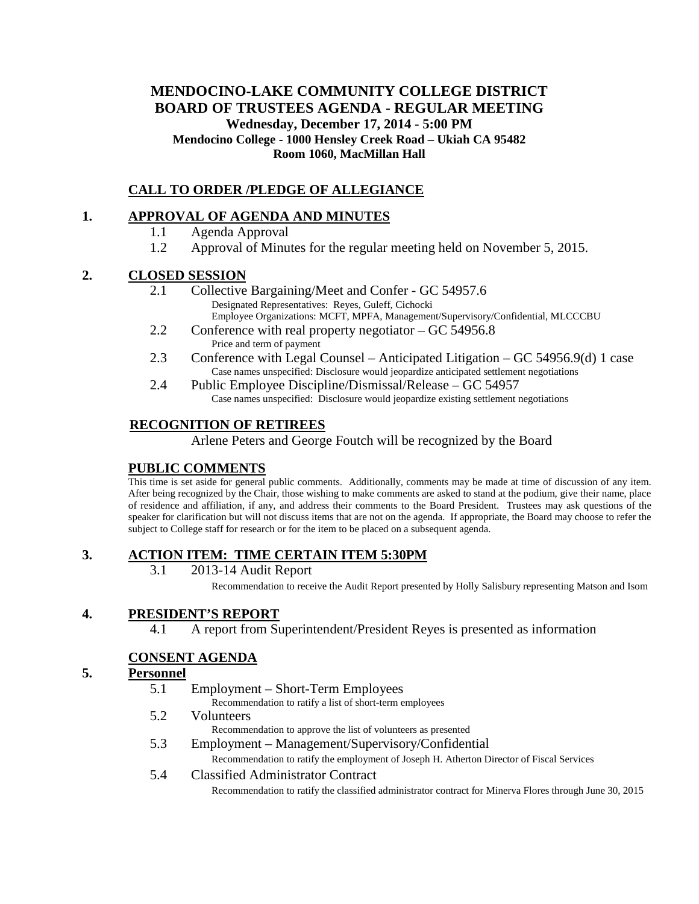# MENDOCINO-LAKE COMMUNITY COLLEGE DISTRICT
# BOARD OF TRUSTEES AGENDA - REGULAR MEETING

**Wednesday, December 17, 2014 - 5:00 PM**
**Mendocino College - 1000 Hensley Creek Road – Ukiah CA 95482**
**Room 1060, MacMillan Hall**

## CALL TO ORDER /PLEDGE OF ALLEGIANCE

## 1. APPROVAL OF AGENDA AND MINUTES

1.1 Agenda Approval

1.2 Approval of Minutes for the regular meeting held on November 5, 2015.

## 2. CLOSED SESSION

2.1 Collective Bargaining/Meet and Confer - GC 54957.6
Designated Representatives: Reyes, Guleff, Cichocki
Employee Organizations: MCFT, MPFA, Management/Supervisory/Confidential, MLCCCBU

2.2 Conference with real property negotiator – GC 54956.8
Price and term of payment

2.3 Conference with Legal Counsel – Anticipated Litigation – GC 54956.9(d) 1 case
Case names unspecified: Disclosure would jeopardize anticipated settlement negotiations

2.4 Public Employee Discipline/Dismissal/Release – GC 54957
Case names unspecified: Disclosure would jeopardize existing settlement negotiations

## RECOGNITION OF RETIREES

Arlene Peters and George Foutch will be recognized by the Board

## PUBLIC COMMENTS

This time is set aside for general public comments. Additionally, comments may be made at time of discussion of any item. After being recognized by the Chair, those wishing to make comments are asked to stand at the podium, give their name, place of residence and affiliation, if any, and address their comments to the Board President. Trustees may ask questions of the speaker for clarification but will not discuss items that are not on the agenda. If appropriate, the Board may choose to refer the subject to College staff for research or for the item to be placed on a subsequent agenda.

## 3. ACTION ITEM: TIME CERTAIN ITEM 5:30PM

3.1 2013-14 Audit Report
Recommendation to receive the Audit Report presented by Holly Salisbury representing Matson and Isom

## 4. PRESIDENT'S REPORT

4.1 A report from Superintendent/President Reyes is presented as information

## CONSENT AGENDA

## 5. Personnel

5.1 Employment – Short-Term Employees
Recommendation to ratify a list of short-term employees

5.2 Volunteers
Recommendation to approve the list of volunteers as presented

5.3 Employment – Management/Supervisory/Confidential
Recommendation to ratify the employment of Joseph H. Atherton Director of Fiscal Services

5.4 Classified Administrator Contract
Recommendation to ratify the classified administrator contract for Minerva Flores through June 30, 2015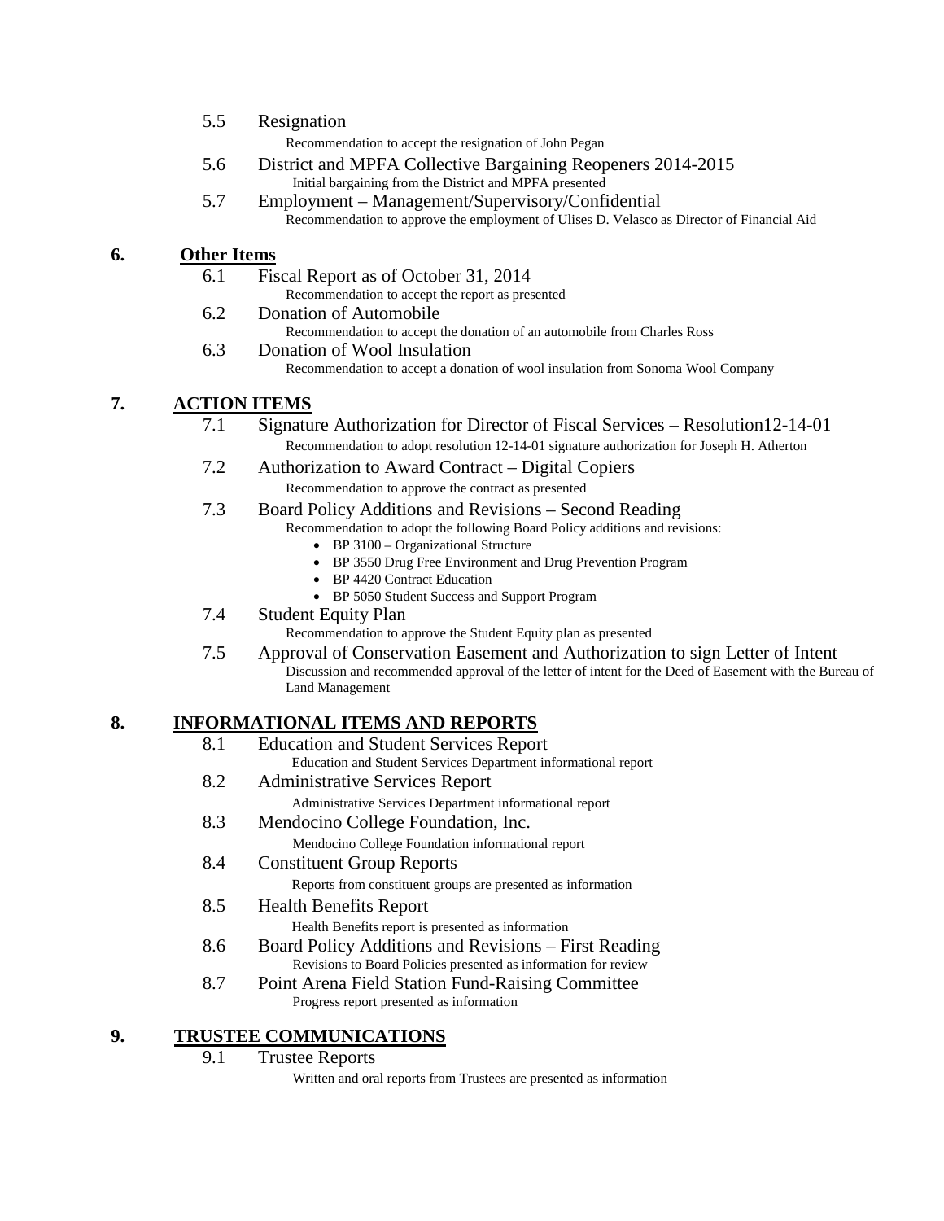5.5 Resignation

Recommendation to accept the resignation of John Pegan

5.6 District and MPFA Collective Bargaining Reopeners 2014-2015

Initial bargaining from the District and MPFA presented

5.7 Employment – Management/Supervisory/Confidential

Recommendation to approve the employment of Ulises D. Velasco as Director of Financial Aid

## 6. Other Items

6.1 Fiscal Report as of October 31, 2014

Recommendation to accept the report as presented

6.2 Donation of Automobile

Recommendation to accept the donation of an automobile from Charles Ross

6.3 Donation of Wool Insulation

Recommendation to accept a donation of wool insulation from Sonoma Wool Company

## 7. ACTION ITEMS

7.1 Signature Authorization for Director of Fiscal Services – Resolution12-14-01

Recommendation to adopt resolution 12-14-01 signature authorization for Joseph H. Atherton

7.2 Authorization to Award Contract – Digital Copiers

Recommendation to approve the contract as presented

7.3 Board Policy Additions and Revisions – Second Reading

Recommendation to adopt the following Board Policy additions and revisions:

- BP 3100 – Organizational Structure
- BP 3550 Drug Free Environment and Drug Prevention Program
- BP 4420 Contract Education
- BP 5050 Student Success and Support Program

7.4 Student Equity Plan

Recommendation to approve the Student Equity plan as presented

7.5 Approval of Conservation Easement and Authorization to sign Letter of Intent

Discussion and recommended approval of the letter of intent for the Deed of Easement with the Bureau of Land Management

## 8. INFORMATIONAL ITEMS AND REPORTS

8.1 Education and Student Services Report

Education and Student Services Department informational report

8.2 Administrative Services Report

Administrative Services Department informational report

8.3 Mendocino College Foundation, Inc.

Mendocino College Foundation informational report

8.4 Constituent Group Reports

Reports from constituent groups are presented as information

8.5 Health Benefits Report

Health Benefits report is presented as information

8.6 Board Policy Additions and Revisions – First Reading

Revisions to Board Policies presented as information for review

8.7 Point Arena Field Station Fund-Raising Committee

Progress report presented as information

## 9. TRUSTEE COMMUNICATIONS

9.1 Trustee Reports

Written and oral reports from Trustees are presented as information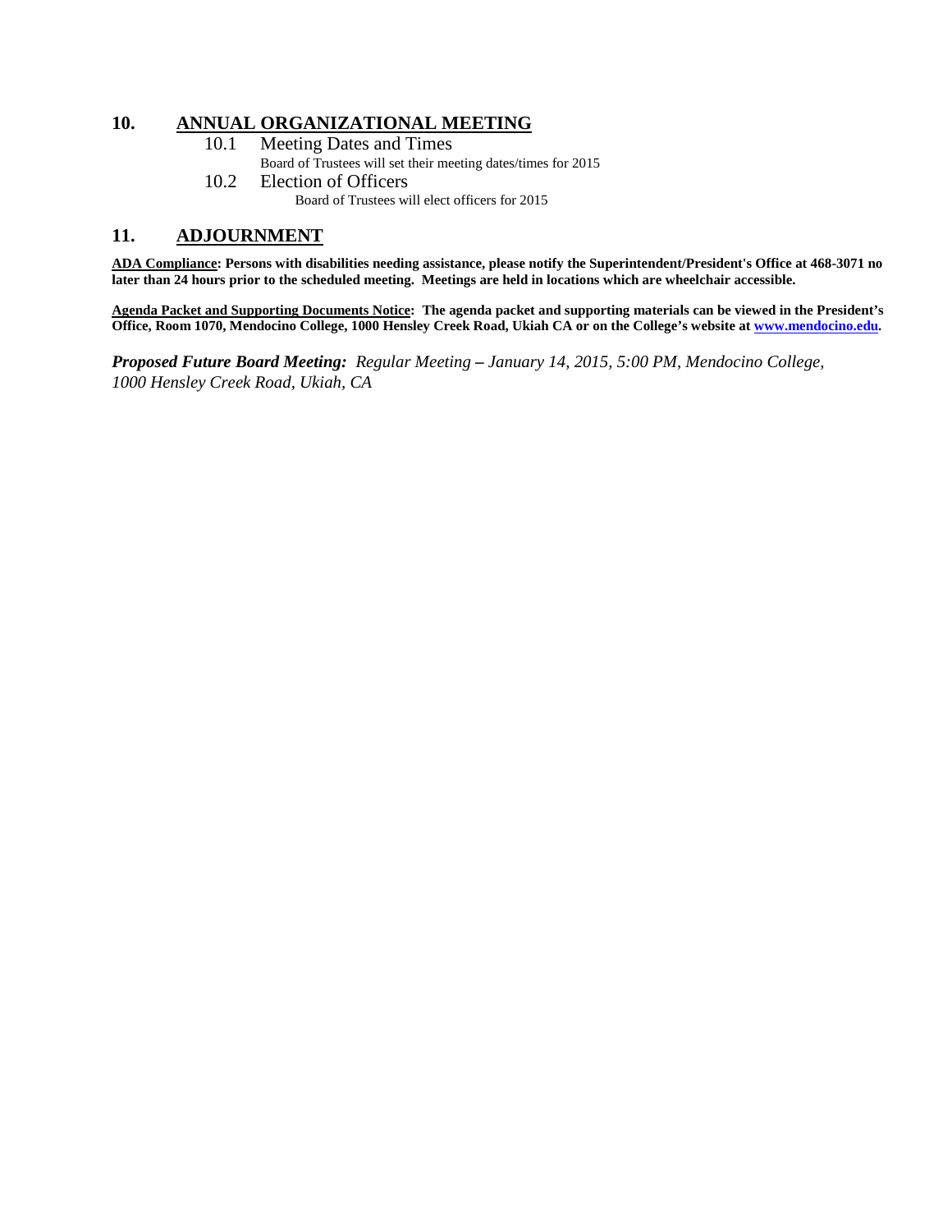## 10. ANNUAL ORGANIZATIONAL MEETING

10.1 Meeting Dates and Times

Board of Trustees will set their meeting dates/times for 2015

10.2 Election of Officers

Board of Trustees will elect officers for 2015

## 11. ADJOURNMENT

**ADA Compliance: Persons with disabilities needing assistance, please notify the Superintendent/President's Office at 468-3071 no later than 24 hours prior to the scheduled meeting. Meetings are held in locations which are wheelchair accessible.**

**Agenda Packet and Supporting Documents Notice: The agenda packet and supporting materials can be viewed in the President's Office, Room 1070, Mendocino College, 1000 Hensley Creek Road, Ukiah CA or on the College's website at www.mendocino.edu.**

***Proposed Future Board Meeting:*** *Regular Meeting – January 14, 2015, 5:00 PM, Mendocino College, 1000 Hensley Creek Road, Ukiah, CA*